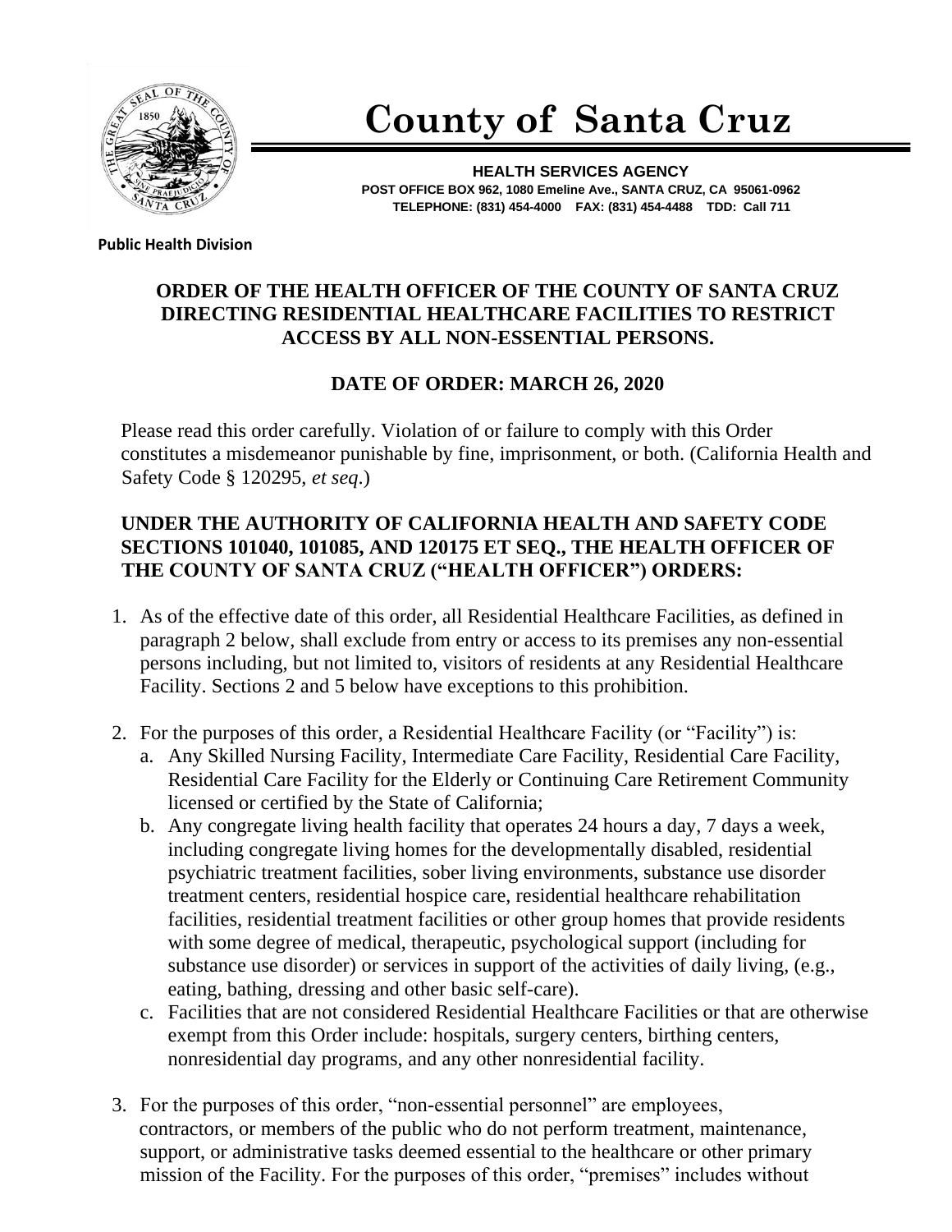# County of Santa Cruz

**HEALTH SERVICES AGENCY**
**POST OFFICE BOX 962, 1080 Emeline Ave., SANTA CRUZ, CA 95061-0962**
**TELEPHONE: (831) 454-4000 FAX: (831) 454-4488 TDD: Call 711**

**Public Health Division**

## ORDER OF THE HEALTH OFFICER OF THE COUNTY OF SANTA CRUZ DIRECTING RESIDENTIAL HEALTHCARE FACILITIES TO RESTRICT ACCESS BY ALL NON-ESSENTIAL PERSONS.

## DATE OF ORDER: MARCH 26, 2020

Please read this order carefully. Violation of or failure to comply with this Order constitutes a misdemeanor punishable by fine, imprisonment, or both. (California Health and Safety Code § 120295, *et seq*.)

**UNDER THE AUTHORITY OF CALIFORNIA HEALTH AND SAFETY CODE SECTIONS 101040, 101085, AND 120175 ET SEQ., THE HEALTH OFFICER OF THE COUNTY OF SANTA CRUZ ("HEALTH OFFICER") ORDERS:**

1. As of the effective date of this order, all Residential Healthcare Facilities, as defined in paragraph 2 below, shall exclude from entry or access to its premises any non-essential persons including, but not limited to, visitors of residents at any Residential Healthcare Facility. Sections 2 and 5 below have exceptions to this prohibition.

2. For the purposes of this order, a Residential Healthcare Facility (or "Facility") is:
   a. Any Skilled Nursing Facility, Intermediate Care Facility, Residential Care Facility, Residential Care Facility for the Elderly or Continuing Care Retirement Community licensed or certified by the State of California;
   b. Any congregate living health facility that operates 24 hours a day, 7 days a week, including congregate living homes for the developmentally disabled, residential psychiatric treatment facilities, sober living environments, substance use disorder treatment centers, residential hospice care, residential healthcare rehabilitation facilities, residential treatment facilities or other group homes that provide residents with some degree of medical, therapeutic, psychological support (including for substance use disorder) or services in support of the activities of daily living, (e.g., eating, bathing, dressing and other basic self-care).
   c. Facilities that are not considered Residential Healthcare Facilities or that are otherwise exempt from this Order include: hospitals, surgery centers, birthing centers, nonresidential day programs, and any other nonresidential facility.

3. For the purposes of this order, "non-essential personnel" are employees, contractors, or members of the public who do not perform treatment, maintenance, support, or administrative tasks deemed essential to the healthcare or other primary mission of the Facility. For the purposes of this order, "premises" includes without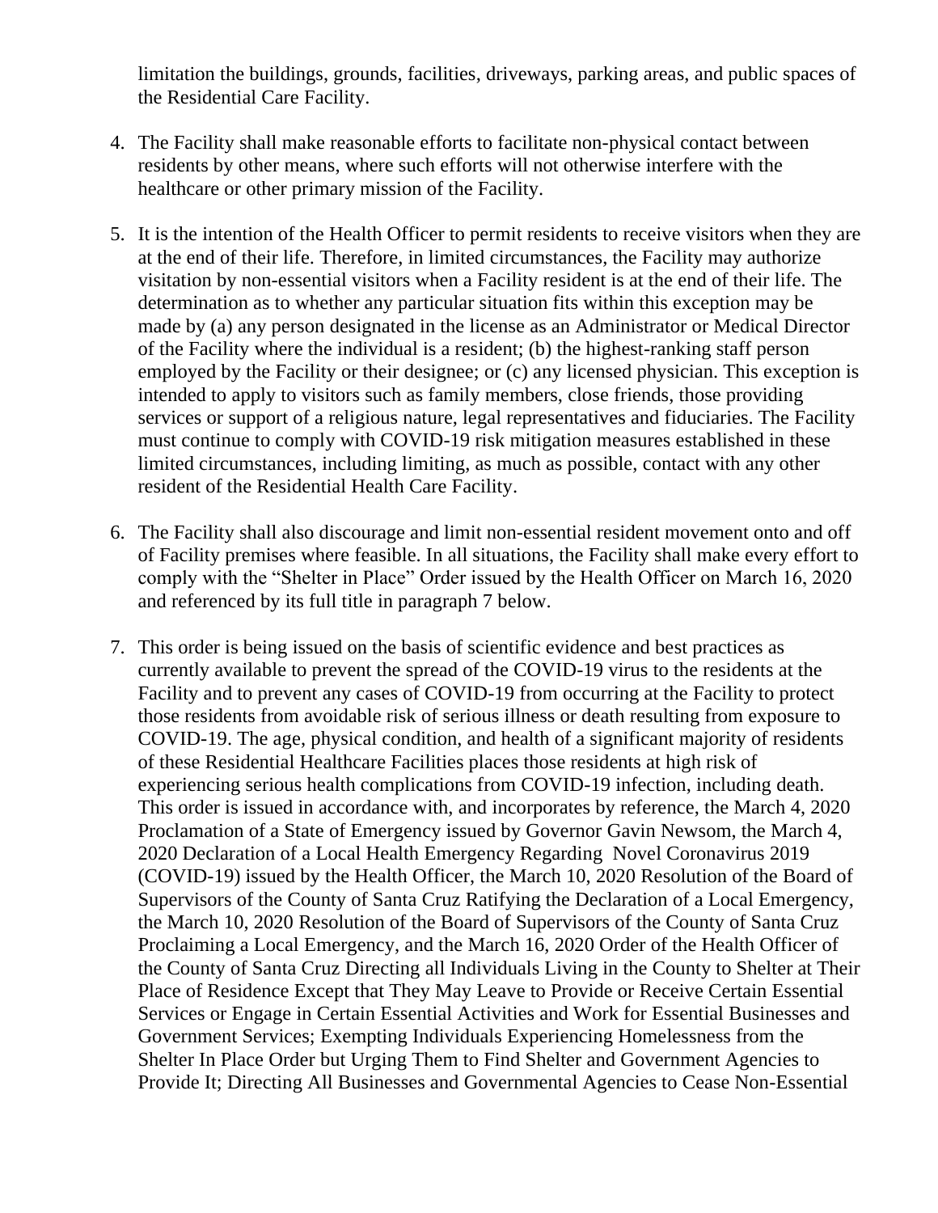limitation the buildings, grounds, facilities, driveways, parking areas, and public spaces of the Residential Care Facility.

4. The Facility shall make reasonable efforts to facilitate non-physical contact between residents by other means, where such efforts will not otherwise interfere with the healthcare or other primary mission of the Facility.

5. It is the intention of the Health Officer to permit residents to receive visitors when they are at the end of their life. Therefore, in limited circumstances, the Facility may authorize visitation by non-essential visitors when a Facility resident is at the end of their life. The determination as to whether any particular situation fits within this exception may be made by (a) any person designated in the license as an Administrator or Medical Director of the Facility where the individual is a resident; (b) the highest-ranking staff person employed by the Facility or their designee; or (c) any licensed physician. This exception is intended to apply to visitors such as family members, close friends, those providing services or support of a religious nature, legal representatives and fiduciaries. The Facility must continue to comply with COVID-19 risk mitigation measures established in these limited circumstances, including limiting, as much as possible, contact with any other resident of the Residential Health Care Facility.

6. The Facility shall also discourage and limit non-essential resident movement onto and off of Facility premises where feasible. In all situations, the Facility shall make every effort to comply with the "Shelter in Place" Order issued by the Health Officer on March 16, 2020 and referenced by its full title in paragraph 7 below.

7. This order is being issued on the basis of scientific evidence and best practices as currently available to prevent the spread of the COVID-19 virus to the residents at the Facility and to prevent any cases of COVID-19 from occurring at the Facility to protect those residents from avoidable risk of serious illness or death resulting from exposure to COVID-19. The age, physical condition, and health of a significant majority of residents of these Residential Healthcare Facilities places those residents at high risk of experiencing serious health complications from COVID-19 infection, including death. This order is issued in accordance with, and incorporates by reference, the March 4, 2020 Proclamation of a State of Emergency issued by Governor Gavin Newsom, the March 4, 2020 Declaration of a Local Health Emergency Regarding Novel Coronavirus 2019 (COVID-19) issued by the Health Officer, the March 10, 2020 Resolution of the Board of Supervisors of the County of Santa Cruz Ratifying the Declaration of a Local Emergency, the March 10, 2020 Resolution of the Board of Supervisors of the County of Santa Cruz Proclaiming a Local Emergency, and the March 16, 2020 Order of the Health Officer of the County of Santa Cruz Directing all Individuals Living in the County to Shelter at Their Place of Residence Except that They May Leave to Provide or Receive Certain Essential Services or Engage in Certain Essential Activities and Work for Essential Businesses and Government Services; Exempting Individuals Experiencing Homelessness from the Shelter In Place Order but Urging Them to Find Shelter and Government Agencies to Provide It; Directing All Businesses and Governmental Agencies to Cease Non-Essential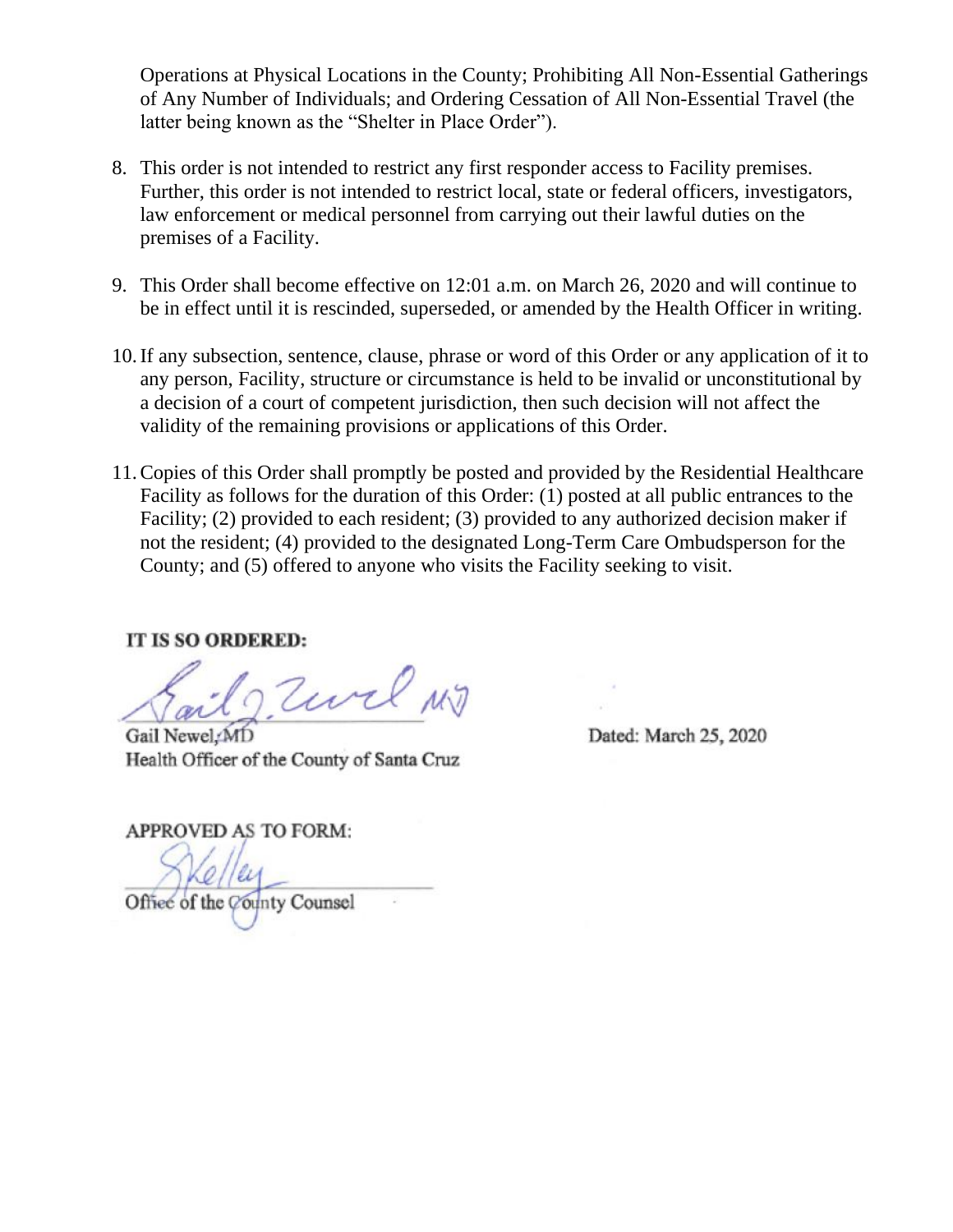Operations at Physical Locations in the County; Prohibiting All Non-Essential Gatherings of Any Number of Individuals; and Ordering Cessation of All Non-Essential Travel (the latter being known as the "Shelter in Place Order").

8. This order is not intended to restrict any first responder access to Facility premises. Further, this order is not intended to restrict local, state or federal officers, investigators, law enforcement or medical personnel from carrying out their lawful duties on the premises of a Facility.

9. This Order shall become effective on 12:01 a.m. on March 26, 2020 and will continue to be in effect until it is rescinded, superseded, or amended by the Health Officer in writing.

10. If any subsection, sentence, clause, phrase or word of this Order or any application of it to any person, Facility, structure or circumstance is held to be invalid or unconstitutional by a decision of a court of competent jurisdiction, then such decision will not affect the validity of the remaining provisions or applications of this Order.

11. Copies of this Order shall promptly be posted and provided by the Residential Healthcare Facility as follows for the duration of this Order: (1) posted at all public entrances to the Facility; (2) provided to each resident; (3) provided to any authorized decision maker if not the resident; (4) provided to the designated Long-Term Care Ombudsperson for the County; and (5) offered to anyone who visits the Facility seeking to visit.

**IT IS SO ORDERED:**

Gail Newel, MD
Health Officer of the County of Santa Cruz

Dated: March 25, 2020

APPROVED AS TO FORM:

Office of the County Counsel